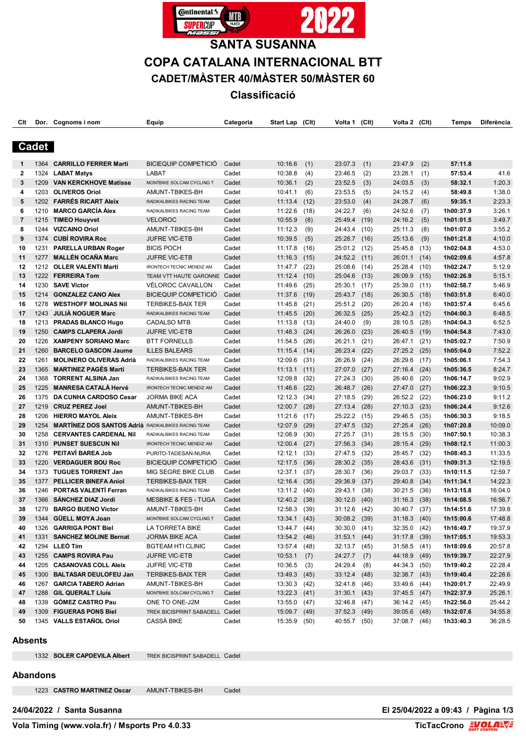# SANTA SUSANNA

# COPA CATALANA INTERNACIONAL BTT

## CADET/MÀSTER 40/MÀSTER 50/MÀSTER 60

### Classificació

## Cadet

| Clt | Dor. | Cognoms i nom | Equip | Categoria | Start Lap | (Clt) | Volta 1 | (Clt) | Volta 2 | (Clt) | Temps | Diferència |
|---|---|---|---|---|---|---|---|---|---|---|---|---|
| 1 | 1364 | **CARRILLO FERRER Marti** | BICIEQUIP COMPETICIÓ | Cadet | 10:16.6 | (1) | 23:07.3 | (1) | 23:47.9 | (2) | **57:11.8** | |
| 2 | 1324 | **LABAT Matys** | LABAT | Cadet | 10:38.8 | (4) | 23:46.5 | (2) | 23:28.1 | (1) | **57:53.4** | 41.6 |
| 3 | 1209 | **VAN KERCKHOVE Matisse** | MONTBIKE SOLCAM CYCLING T | Cadet | 10:36.1 | (2) | 23:52.5 | (3) | 24:03.5 | (3) | **58:32.1** | 1:20.3 |
| 4 | 1203 | **OLIVEROS Oriol** | AMUNT-TBIKES-BH | Cadet | 10:41.1 | (6) | 23:53.5 | (5) | 24:15.2 | (4) | **58:49.8** | 1:38.0 |
| 5 | 1202 | **FARRÉS RICART Aleix** | RADIKALBIKES RACING TEAM | Cadet | 11:13.4 | (12) | 23:53.0 | (4) | 24:28.7 | (6) | **59:35.1** | 2:23.3 |
| 6 | 1210 | **MARCO GARCÍA Àlex** | RADIKALBIKES RACING TEAM | Cadet | 11:22.6 | (18) | 24:22.7 | (6) | 24:52.6 | (7) | **1h00:37.9** | 3:26.1 |
| 7 | 1215 | **TIMEO Houyvet** | VELOROC | Cadet | 10:55.9 | (8) | 25:49.4 | (19) | 24:16.2 | (5) | **1h01:01.5** | 3:49.7 |
| 8 | 1244 | **VIZCAINO Oriol** | AMUNT-TBIKES-BH | Cadet | 11:12.3 | (9) | 24:43.4 | (10) | 25:11.3 | (8) | **1h01:07.0** | 3:55.2 |
| 9 | 1374 | **CUBÍ ROVIRA Roc** | JUFRE VIC-ETB | Cadet | 10:39.5 | (5) | 25:28.7 | (16) | 25:13.6 | (9) | **1h01:21.8** | 4:10.0 |
| 10 | 1231 | **PARELLA URBAN Roger** | BICIS POCH | Cadet | 11:17.8 | (16) | 25:01.2 | (12) | 25:45.8 | (13) | **1h02:04.8** | 4:53.0 |
| 11 | 1277 | **MALLÉN OCAÑA Marc** | JUFRE VIC-ETB | Cadet | 11:16.3 | (15) | 24:52.2 | (11) | 26:01.1 | (14) | **1h02:09.6** | 4:57.8 |
| 12 | 1212 | **OLLER VALENTI Marti** | IRONTECH TECNIC MENDIZ AM | Cadet | 11:47.7 | (23) | 25:08.6 | (14) | 25:28.4 | (10) | **1h02:24.7** | 5:12.9 |
| 13 | 1222 | **FERREIRA Tom** | TEAM VTT HAUTE GARONNE | Cadet | 11:12.4 | (10) | 25:04.6 | (13) | 26:09.9 | (15) | **1h02:26.9** | 5:15.1 |
| 14 | 1230 | **SAVE Victor** | VÉLOROC CAVAILLON | Cadet | 11:49.6 | (25) | 25:30.1 | (17) | 25:39.0 | (11) | **1h02:58.7** | 5:46.9 |
| 15 | 1214 | **GONZALEZ CANO Alex** | BICIEQUIP COMPETICIÓ | Cadet | 11:37.6 | (19) | 25:43.7 | (18) | 26:30.5 | (18) | **1h03:51.8** | 6:40.0 |
| 16 | 1278 | **WESTHOFF MOLINAS Nil** | TERBIKES-BAIX TER | Cadet | 11:45.8 | (21) | 25:51.2 | (20) | 26:20.4 | (16) | **1h03:57.4** | 6:45.6 |
| 17 | 1243 | **JULIÀ NOGUER Marc** | RADIKALBIKES RACING TEAM | Cadet | 11:45.5 | (20) | 26:32.5 | (25) | 25:42.3 | (12) | **1h04:00.3** | 6:48.5 |
| 18 | 1213 | **PRADAS BLANCO Hugo** | CADALSO MTB | Cadet | 11:13.8 | (13) | 24:40.0 | (9) | 28:10.5 | (28) | **1h04:04.3** | 6:52.5 |
| 19 | 1250 | **CAMPS CLAPERA Jordi** | JUFRE VIC-ETB | Cadet | 11:48.3 | (24) | 26:26.0 | (23) | 26:40.5 | (19) | **1h04:54.8** | 7:43.0 |
| 20 | 1226 | **XAMPENY SORIANO Marc** | BTT FORNELLS | Cadet | 11:54.5 | (26) | 26:21.1 | (21) | 26:47.1 | (21) | **1h05:02.7** | 7:50.9 |
| 21 | 1260 | **BARCELO GASCON Jaume** | ILLES BALEARS | Cadet | 11:15.4 | (14) | 26:23.4 | (22) | 27:25.2 | (25) | **1h05:04.0** | 7:52.2 |
| 22 | 1261 | **MOLINERO OLIVERAS Adrià** | RADIKALBIKES RACING TEAM | Cadet | 12:09.6 | (31) | 26:26.9 | (24) | 26:29.6 | (17) | **1h05:06.1** | 7:54.3 |
| 23 | 1365 | **MARTINEZ PAGÈS Martí** | TERBIKES-BAIX TER | Cadet | 11:13.1 | (11) | 27:07.0 | (27) | 27:16.4 | (24) | **1h05:36.5** | 8:24.7 |
| 24 | 1368 | **TORRENT ALSINA Jan** | RADIKALBIKES RACING TEAM | Cadet | 12:09.8 | (32) | 27:24.3 | (30) | 26:40.6 | (20) | **1h06:14.7** | 9:02.9 |
| 25 | 1225 | **MANRESA CATALÀ Hervé** | IRONTECH TECNIC MENDIZ AM | Cadet | 11:46.6 | (22) | 26:48.7 | (26) | 27:47.0 | (27) | **1h06:22.3** | 9:10.5 |
| 26 | 1375 | **DA CUNHA CARDOSO Cesar** | JORMA BIKE ACA | Cadet | 12:12.3 | (34) | 27:18.5 | (29) | 26:52.2 | (22) | **1h06:23.0** | 9:11.2 |
| 27 | 1219 | **CRUZ PEREZ Joel** | AMUNT-TBIKES-BH | Cadet | 12:00.7 | (28) | 27:13.4 | (28) | 27:10.3 | (23) | **1h06:24.4** | 9:12.6 |
| 28 | 1206 | **HIERRO MAYOL Aleix** | AMUNT-TBIKES-BH | Cadet | 11:21.6 | (17) | 25:22.2 | (15) | 29:46.5 | (35) | **1h06:30.3** | 9:18.5 |
| 29 | 1254 | **MARTÍNEZ DOS SANTOS Adrià** | RADIKALBIKES RACING TEAM | Cadet | 12:07.9 | (29) | 27:47.5 | (32) | 27:25.4 | (26) | **1h07:20.8** | 10:09.0 |
| 30 | 1258 | **CERVANTES CARDENAL Nil** | RADIKALBIKES RACING TEAM | Cadet | 12:08.9 | (30) | 27:25.7 | (31) | 28:15.5 | (30) | **1h07:50.1** | 10:38.3 |
| 31 | 1310 | **PUNSET SUESCUN Nil** | IRONTECH TECNIC MENDIZ AM | Cadet | 12:00.4 | (27) | 27:56.3 | (34) | 28:15.4 | (29) | **1h08:12.1** | 11:00.3 |
| 32 | 1276 | **PEITAVÍ BAREA Job** | PURITO-TADESAN-NURIA | Cadet | 12:12.1 | (33) | 27:47.5 | (32) | 28:45.7 | (32) | **1h08:45.3** | 11:33.5 |
| 33 | 1220 | **VERDAGUER BOU Roc** | BICIEQUIP COMPETICIÓ | Cadet | 12:17.5 | (36) | 28:30.2 | (35) | 28:43.6 | (31) | **1h09:31.3** | 12:19.5 |
| 34 | 1373 | **TUGUES TORRENT Jan** | MIG SEGRE BIKE CLUB | Cadet | 12:37.1 | (37) | 28:30.7 | (36) | 29:03.7 | (33) | **1h10:11.5** | 12:59.7 |
| 35 | 1377 | **PELLICER BINEFA Aniol** | TERBIKES-BAIX TER | Cadet | 12:16.4 | (35) | 29:36.9 | (37) | 29:40.8 | (34) | **1h11:34.1** | 14:22.3 |
| 36 | 1246 | **PORTAS VALENTÍ Ferran** | RADIKALBIKES RACING TEAM | Cadet | 13:11.2 | (40) | 29:43.1 | (38) | 30:21.5 | (36) | **1h13:15.8** | 16:04.0 |
| 37 | 1366 | **SÁNCHEZ DIAZ Jordi** | MESBIKE & FES - TUGA | Cadet | 12:40.2 | (38) | 30:12.0 | (40) | 31:16.3 | (38) | **1h14:08.5** | 16:56.7 |
| 38 | 1279 | **BARGO BUENO Victor** | AMUNT-TBIKES-BH | Cadet | 12:58.3 | (39) | 31:12.6 | (42) | 30:40.7 | (37) | **1h14:51.6** | 17:39.8 |
| 39 | 1344 | **GÜELL MOYA Joan** | MONTBIKE SOLCAM CYCLING T | Cadet | 13:34.1 | (43) | 30:08.2 | (39) | 31:18.3 | (40) | **1h15:00.6** | 17:48.8 |
| 40 | 1326 | **GARRIGA PONT Biel** | LA TORRETA BIKE | Cadet | 13:44.7 | (44) | 30:30.0 | (41) | 32:35.0 | (42) | **1h16:49.7** | 19:37.9 |
| 41 | 1331 | **SANCHEZ MOLINE Bernat** | JORMA BIKE ACA | Cadet | 13:54.2 | (46) | 31:53.1 | (44) | 31:17.8 | (39) | **1h17:05.1** | 19:53.3 |
| 42 | 1294 | **LLEÓ Tim** | BGTEAM HTI CLINIC | Cadet | 13:57.4 | (48) | 32:13.7 | (45) | 31:58.5 | (41) | **1h18:09.6** | 20:57.8 |
| 43 | 1255 | **CAMPS ROVIRA Pau** | JUFRE VIC-ETB | Cadet | 10:53.1 | (7) | 24:27.7 | (7) | 44:18.9 | (49) | **1h19:39.7** | 22:27.9 |
| 44 | 1205 | **CASANOVAS COLL Aleix** | JUFRE VIC-ETB | Cadet | 10:36.5 | (3) | 24:29.4 | (8) | 44:34.3 | (50) | **1h19:40.2** | 22:28.4 |
| 45 | 1300 | **BALTASAR DEULOFEU Jan** | TERBIKES-BAIX TER | Cadet | 13:49.3 | (45) | 33:12.4 | (48) | 32:38.7 | (43) | **1h19:40.4** | 22:28.6 |
| 46 | 1267 | **GARCIA TABERO Adrian** | AMUNT-TBIKES-BH | Cadet | 13:30.3 | (42) | 32:41.8 | (46) | 33:49.6 | (44) | **1h20:01.7** | 22:49.9 |
| 47 | 1288 | **GIL QUERALT Lluís** | MONTBIKE SOLCAM CYCLING T | Cadet | 13:22.3 | (41) | 31:30.1 | (43) | 37:45.5 | (47) | **1h22:37.9** | 25:26.1 |
| 48 | 1339 | **GÓMEZ CASTRO Pau** | ONE TO ONE-J2M | Cadet | 13:55.0 | (47) | 32:46.8 | (47) | 36:14.2 | (45) | **1h22:56.0** | 25:44.2 |
| 49 | 1309 | **FIGUERAS PONS Biel** | TREK BICISPRINT SABADELL | Cadet | 15:09.7 | (49) | 37:52.3 | (49) | 39:05.6 | (48) | **1h32:07.6** | 34:55.8 |
| 50 | 1345 | **VALLS ESTAÑOL Oriol** | CASSÀ BIKE | Cadet | 15:35.9 | (50) | 40:55.7 | (50) | 37:08.7 | (46) | **1h33:40.3** | 36:28.5 |

### Absents

| Dor. | Cognoms i nom | Equip | Categoria |
|---|---|---|---|
| 1332 | **SOLER CAPDEVILA Albert** | TREK BICISPRINT SABADELL | Cadet |

### Abandons

| Dor. | Cognoms i nom | Equip | Categoria |
|---|---|---|---|
| 1223 | **CASTRO MARTINEZ Oscar** | AMUNT-TBIKES-BH | Cadet |

**24/04/2022 / Santa Susanna**

**El 25/04/2022 a 09:43**

**Vola Timing (www.vola.fr) / Msports Pro 4.0.33**

**TicTacCrono**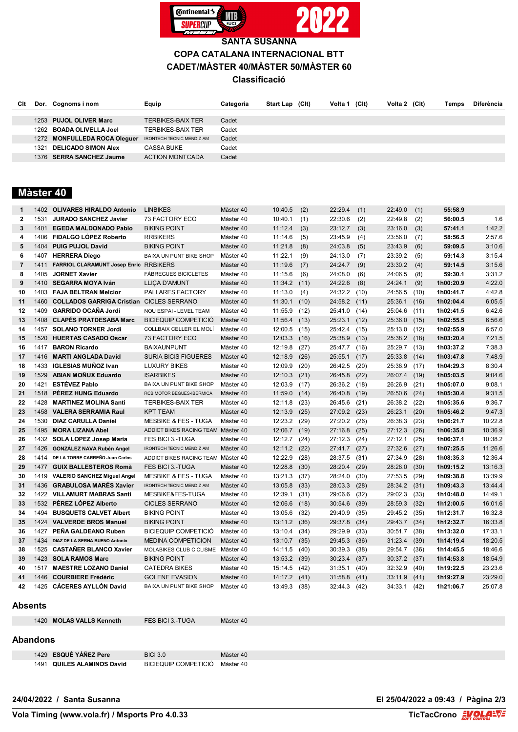# SANTA SUSANNA

## COPA CATALANA INTERNACIONAL BTT

## CADET/MÀSTER 40/MÀSTER 50/MÀSTER 60

## Classificació

| Clt | Dor. | Cognoms i nom | Equip | Categoria | Start Lap | (Clt) | Volta 1 | (Clt) | Volta 2 | (Clt) | Temps | Diferència |
|---|---|---|---|---|---|---|---|---|---|---|---|---|
| | 1253 | **PUJOL OLIVER Marc** | TERBIKES-BAIX TER | Cadet | | | | | | | | |
| | 1262 | **BOADA OLIVELLA Joel** | TERBIKES-BAIX TER | Cadet | | | | | | | | |
| | 1272 | **MONFULLEDA ROCA Oleguer** | IRONTECH TECNIC MENDIZ AM | Cadet | | | | | | | | |
| | 1321 | **DELICADO SIMON Alex** | CASSA BUKE | Cadet | | | | | | | | |
| | 1376 | **SERRA SANCHEZ Jaume** | ACTION MONTCADA | Cadet | | | | | | | | |

## Màster 40

| Clt | Dor. | Cognoms i nom | Equip | Categoria | Start Lap | (Clt) | Volta 1 | (Clt) | Volta 2 | (Clt) | Temps | Diferència |
|---|---|---|---|---|---|---|---|---|---|---|---|---|
| 1 | 1402 | **OLIVARES HIRALDO Antonio** | LINBIKES | Màster 40 | 10:40.5 | (2) | 22:29.4 | (1) | 22:49.0 | (1) | **55:58.9** | |
| 2 | 1531 | **JURADO SANCHEZ Javier** | 73 FACTORY ECO | Màster 40 | 10:40.1 | (1) | 22:30.6 | (2) | 22:49.8 | (2) | **56:00.5** | 1.6 |
| 3 | 1401 | **EGEDA MALDONADO Pablo** | BIKING POINT | Màster 40 | 11:12.4 | (3) | 23:12.7 | (3) | 23:16.0 | (3) | **57:41.1** | 1:42.2 |
| 4 | 1406 | **FIDALGO LÓPEZ Roberto** | RRBIKERS | Màster 40 | 11:14.6 | (5) | 23:45.9 | (4) | 23:56.0 | (7) | **58:56.5** | 2:57.6 |
| 5 | 1404 | **PUIG PUJOL David** | BIKING POINT | Màster 40 | 11:21.8 | (8) | 24:03.8 | (5) | 23:43.9 | (6) | **59:09.5** | 3:10.6 |
| 6 | 1407 | **HERRERA Diego** | BAIXA UN PUNT BIKE SHOP | Màster 40 | 11:22.1 | (9) | 24:13.0 | (7) | 23:39.2 | (5) | **59:14.3** | 3:15.4 |
| 7 | 1411 | **FARRIOL CLARAMUNT Josep Enric** | RRBIKERS | Màster 40 | 11:19.6 | (7) | 24:24.7 | (9) | 23:30.2 | (4) | **59:14.5** | 3:15.6 |
| 8 | 1405 | **JORNET Xavier** | FÀBREGUES BICICLETES | Màster 40 | 11:15.6 | (6) | 24:08.0 | (6) | 24:06.5 | (8) | **59:30.1** | 3:31.2 |
| 9 | 1410 | **SEGARRA MOYA Iván** | LLIÇA D'AMUNT | Màster 40 | 11:34.2 | (11) | 24:22.6 | (8) | 24:24.1 | (9) | **1h00:20.9** | 4:22.0 |
| 10 | 1403 | **FAJA BELTRAN Melcior** | PALLARES FACTORY | Màster 40 | 11:13.0 | (4) | 24:32.2 | (10) | 24:56.5 | (10) | **1h00:41.7** | 4:42.8 |
| 11 | 1460 | **COLLADOS GARRIGA Cristian** | CICLES SERRANO | Màster 40 | 11:30.1 | (10) | 24:58.2 | (11) | 25:36.1 | (16) | **1h02:04.4** | 6:05.5 |
| 12 | 1409 | **GARRIDO OCAÑA Jordi** | NOU ESPAI - LEVEL TEAM | Màster 40 | 11:55.9 | (12) | 25:41.0 | (14) | 25:04.6 | (11) | **1h02:41.5** | 6:42.6 |
| 13 | 1408 | **CLAPÉS PRATDESABA Marc** | BICIEQUIP COMPETICIÓ | Màster 40 | 11:56.4 | (13) | 25:23.1 | (12) | 25:36.0 | (15) | **1h02:55.5** | 6:56.6 |
| 14 | 1457 | **SOLANO TORNER Jordi** | COLLBAIX CELLER EL MOLÍ | Màster 40 | 12:00.5 | (15) | 25:42.4 | (15) | 25:13.0 | (12) | **1h02:55.9** | 6:57.0 |
| 15 | 1520 | **HUERTAS CASADO Oscar** | 73 FACTORY ECO | Màster 40 | 12:03.3 | (16) | 25:38.9 | (13) | 25:38.2 | (18) | **1h03:20.4** | 7:21.5 |
| 16 | 1417 | **BARON Ricardo** | BAIXAUNPUNT | Màster 40 | 12:19.8 | (27) | 25:47.7 | (16) | 25:29.7 | (13) | **1h03:37.2** | 7:38.3 |
| 17 | 1416 | **MARTI ANGLADA David** | SURIA BICIS FIGUERES | Màster 40 | 12:18.9 | (26) | 25:55.1 | (17) | 25:33.8 | (14) | **1h03:47.8** | 7:48.9 |
| 18 | 1433 | **IGLESIAS MUÑOZ Ivan** | LUXURY BIKES | Màster 40 | 12:09.9 | (20) | 26:42.5 | (20) | 25:36.9 | (17) | **1h04:29.3** | 8:30.4 |
| 19 | 1529 | **ABIAN MOÑUX Eduardo** | ISARBIKES | Màster 40 | 12:10.3 | (21) | 26:45.8 | (22) | 26:07.4 | (19) | **1h05:03.5** | 9:04.6 |
| 20 | 1421 | **ESTÉVEZ Pablo** | BAIXA UN PUNT BIKE SHOP | Màster 40 | 12:03.9 | (17) | 26:36.2 | (18) | 26:26.9 | (21) | **1h05:07.0** | 9:08.1 |
| 21 | 1518 | **PÉREZ HUNG Eduardo** | RCB MOTOR BEGUES-IBERMICA | Màster 40 | 11:59.0 | (14) | 26:40.8 | (19) | 26:50.6 | (24) | **1h05:30.4** | 9:31.5 |
| 22 | 1428 | **MARTINEZ MOLINA Santi** | TERBIKES-BAIX TER | Màster 40 | 12:11.8 | (23) | 26:45.6 | (21) | 26:38.2 | (22) | **1h05:35.6** | 9:36.7 |
| 23 | 1458 | **VALERA SERRAMIA Raul** | KPT TEAM | Màster 40 | 12:13.9 | (25) | 27:09.2 | (23) | 26:23.1 | (20) | **1h05:46.2** | 9:47.3 |
| 24 | 1530 | **DIAZ CARULLA Daniel** | MESBIKE & FES - TUGA | Màster 40 | 12:23.2 | (29) | 27:20.2 | (26) | 26:38.3 | (23) | **1h06:21.7** | 10:22.8 |
| 25 | 1495 | **MORA LIZANA Abel** | ADDICT BIKES RACING TEAM | Màster 40 | 12:06.7 | (19) | 27:16.8 | (25) | 27:12.3 | (26) | **1h06:35.8** | 10:36.9 |
| 26 | 1432 | **SOLA LOPEZ Josep Maria** | FES BICI 3.-TUGA | Màster 40 | 12:12.7 | (24) | 27:12.3 | (24) | 27:12.1 | (25) | **1h06:37.1** | 10:38.2 |
| 27 | 1426 | **GONZÁLEZ NAVA Rubén Angel** | IRONTECH TECNIC MENDIZ AM | Màster 40 | 12:11.2 | (22) | 27:41.7 | (27) | 27:32.6 | (27) | **1h07:25.5** | 11:26.6 |
| 28 | 1414 | **DE LA TORRE CARREÑO Juan Carlos** | ADDICT BIKES RACING TEAM | Màster 40 | 12:22.9 | (28) | 28:37.5 | (31) | 27:34.9 | (28) | **1h08:35.3** | 12:36.4 |
| 29 | 1477 | **GUIX BALLESTEROS Romà** | FES BICI 3.-TUGA | Màster 40 | 12:28.8 | (30) | 28:20.4 | (29) | 28:26.0 | (30) | **1h09:15.2** | 13:16.3 |
| 30 | 1419 | **VALERIO SANCHEZ Miguel Angel** | MESBIKE & FES - TUGA | Màster 40 | 13:21.3 | (37) | 28:24.0 | (30) | 27:53.5 | (29) | **1h09:38.8** | 13:39.9 |
| 31 | 1436 | **GRABULOSA MARÉS Xavier** | IRONTECH TECNIC MENDIZ AM | Màster 40 | 13:05.8 | (33) | 28:03.3 | (28) | 28:34.2 | (31) | **1h09:43.3** | 13:44.4 |
| 32 | 1422 | **VILLAMURT MABRAS Santi** | MESBIKE&FES-TUGA | Màster 40 | 12:39.1 | (31) | 29:06.6 | (32) | 29:02.3 | (33) | **1h10:48.0** | 14:49.1 |
| 33 | 1532 | **PÉREZ LÓPEZ Alberto** | CICLES SERRANO | Màster 40 | 12:06.6 | (18) | 30:54.6 | (39) | 28:59.3 | (32) | **1h12:00.5** | 16:01.6 |
| 34 | 1494 | **BUSQUETS CALVET Albert** | BIKING POINT | Màster 40 | 13:05.6 | (32) | 29:40.9 | (35) | 29:45.2 | (35) | **1h12:31.7** | 16:32.8 |
| 35 | 1424 | **VALVERDE BROS Manuel** | BIKING POINT | Màster 40 | 13:11.2 | (36) | 29:37.8 | (34) | 29:43.7 | (34) | **1h12:32.7** | 16:33.8 |
| 36 | 1427 | **PEÑA GALDEANO Ruben** | BICIEQUIP COMPETICIÓ | Màster 40 | 13:10.4 | (34) | 29:29.9 | (33) | 30:51.7 | (38) | **1h13:32.0** | 17:33.1 |
| 37 | 1434 | **DIAZ DE LA SERNA BUENO Antonio** | MEDINA COMPETICION | Màster 40 | 13:10.7 | (35) | 29:45.3 | (36) | 31:23.4 | (39) | **1h14:19.4** | 18:20.5 |
| 38 | 1525 | **CASTAÑER BLANCO Xavier** | MOLABIKES CLUB CICLISME | Màster 40 | 14:11.5 | (40) | 30:39.3 | (38) | 29:54.7 | (36) | **1h14:45.5** | 18:46.6 |
| 39 | 1423 | **SOLA RAMOS Marc** | BIKING POINT | Màster 40 | 13:53.2 | (39) | 30:23.4 | (37) | 30:37.2 | (37) | **1h14:53.8** | 18:54.9 |
| 40 | 1517 | **MAESTRE LOZANO Daniel** | CATEDRA BIKES | Màster 40 | 15:14.5 | (42) | 31:35.1 | (40) | 32:32.9 | (40) | **1h19:22.5** | 23:23.6 |
| 41 | 1446 | **COURBIERE Frédéric** | GOLENE EVASION | Màster 40 | 14:17.2 | (41) | 31:58.8 | (41) | 33:11.9 | (41) | **1h19:27.9** | 23:29.0 |
| 42 | 1425 | **CÁCERES AYLLÓN David** | BAIXA UN PUNT BIKE SHOP | Màster 40 | 13:49.3 | (38) | 32:44.3 | (42) | 34:33.1 | (42) | **1h21:06.7** | 25:07.8 |

### Absents

| Dor. | Cognoms i nom | Equip | Categoria |
|---|---|---|---|
| 1420 | **MOLAS VALLS Kenneth** | FES BICI 3.-TUGA | Màster 40 |

### Abandons

| Dor. | Cognoms i nom | Equip | Categoria |
|---|---|---|---|
| 1429 | **ESQUÉ YÁÑEZ Pere** | BICI 3.0 | Màster 40 |
| 1491 | **QUILES ALAMINOS David** | BICIEQUIP COMPETICIÓ | Màster 40 |

**24/04/2022 / Santa Susanna** — **El 25/04/2022 a 09:43**

**Vola Timing (www.vola.fr) / Msports Pro 4.0.33** — **TicTacCrono**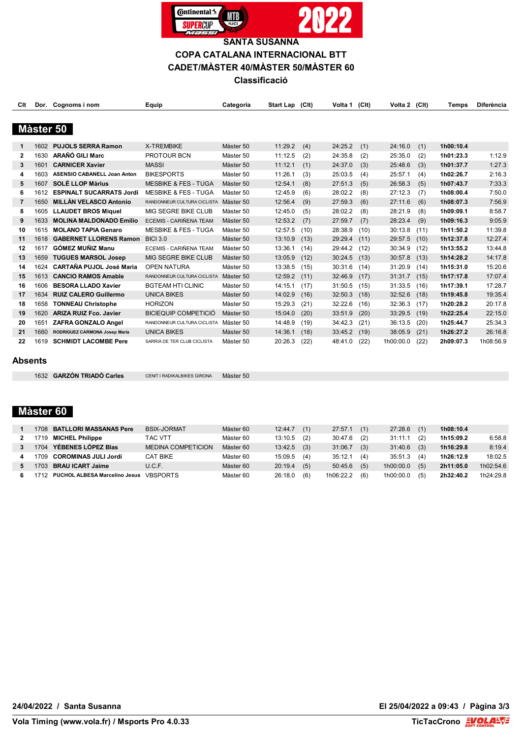# SANTA SUSANNA
## COPA CATALANA INTERNACIONAL BTT
## CADET/MÀSTER 40/MÀSTER 50/MÀSTER 60
## Classificació

### Màster 50

| Clt | Dor. | Cognoms i nom | Equip | Categoria | Start Lap | (Clt) | Volta 1 | (Clt) | Volta 2 | (Clt) | Temps | Diferència |
|---|---|---|---|---|---|---|---|---|---|---|---|---|
| 1 | 1602 | **PUJOLS SERRA Ramon** | X-TREMBIKE | Màster 50 | 11:29.2 | (4) | 24:25.2 | (1) | 24:16.0 | (1) | **1h00:10.4** | |
| 2 | 1630 | **ARAÑÓ GILI Marc** | PROTOUR BCN | Màster 50 | 11:12.5 | (2) | 24:35.8 | (2) | 25:35.0 | (2) | **1h01:23.3** | 1:12.9 |
| 3 | 1601 | **CARNICER Xavier** | MASSI | Màster 50 | 11:12.1 | (1) | 24:37.0 | (3) | 25:48.6 | (3) | **1h01:37.7** | 1:27.3 |
| 4 | 1603 | **ASENSIO CABANELL Joan Anton** | BIKESPORTS | Màster 50 | 11:26.1 | (3) | 25:03.5 | (4) | 25:57.1 | (4) | **1h02:26.7** | 2:16.3 |
| 5 | 1607 | **SOLÉ LLOP Màrius** | MESBIKE & FES - TUGA | Màster 50 | 12:54.1 | (8) | 27:51.3 | (5) | 26:58.3 | (5) | **1h07:43.7** | 7:33.3 |
| 6 | 1612 | **ESPINALT SUCARRATS Jordi** | MESBIKE & FES - TUGA | Màster 50 | 12:45.9 | (6) | 28:02.2 | (8) | 27:12.3 | (7) | **1h08:00.4** | 7:50.0 |
| 7 | 1650 | **MILLÁN VELASCO Antonio** | RANDONNEUR CULTURA CICLISTA | Màster 50 | 12:56.4 | (9) | 27:59.3 | (6) | 27:11.6 | (6) | **1h08:07.3** | 7:56.9 |
| 8 | 1605 | **LLAUDET BROS Miquel** | MIG SEGRE BIKE CLUB | Màster 50 | 12:45.0 | (5) | 28:02.2 | (8) | 28:21.9 | (8) | **1h09:09.1** | 8:58.7 |
| 9 | 1633 | **MOLINA MALDONADO Emilio** | ECEMIS - CARIÑENA TEAM | Màster 50 | 12:53.2 | (7) | 27:59.7 | (7) | 28:23.4 | (9) | **1h09:16.3** | 9:05.9 |
| 10 | 1615 | **MOLANO TAPIA Genaro** | MESBIKE & FES - TUGA | Màster 50 | 12:57.5 | (10) | 28:38.9 | (10) | 30:13.8 | (11) | **1h11:50.2** | 11:39.8 |
| 11 | 1618 | **GABERNET LLORENS Ramon** | BICI 3.0 | Màster 50 | 13:10.9 | (13) | 29:29.4 | (11) | 29:57.5 | (10) | **1h12:37.8** | 12:27.4 |
| 12 | 1617 | **GÓMEZ MUÑIZ Manu** | ECEMIS - CARIÑENA TEAM | Màster 50 | 13:36.1 | (14) | 29:44.2 | (12) | 30:34.9 | (12) | **1h13:55.2** | 13:44.8 |
| 13 | 1659 | **TUGUES MARSOL Josep** | MIG SEGRE BIKE CLUB | Màster 50 | 13:05.9 | (12) | 30:24.5 | (13) | 30:57.8 | (13) | **1h14:28.2** | 14:17.8 |
| 14 | 1624 | **CARTAÑA PUJOL José Maria** | OPEN NATURA | Màster 50 | 13:38.5 | (15) | 30:31.6 | (14) | 31:20.9 | (14) | **1h15:31.0** | 15:20.6 |
| 15 | 1613 | **CANCIO RAMOS Amable** | RANDONNEUR CULTURA CICLISTA | Màster 50 | 12:59.2 | (11) | 32:46.9 | (17) | 31:31.7 | (15) | **1h17:17.8** | 17:07.4 |
| 16 | 1606 | **BESORA LLADO Xavier** | BGTEAM HTI CLINIC | Màster 50 | 14:15.1 | (17) | 31:50.5 | (15) | 31:33.5 | (16) | **1h17:39.1** | 17:28.7 |
| 17 | 1634 | **RUIZ CALERO Guillermo** | UNICA BIKES | Màster 50 | 14:02.9 | (16) | 32:50.3 | (18) | 32:52.6 | (18) | **1h19:45.8** | 19:35.4 |
| 18 | 1658 | **TONNEAU Christophe** | HORIZON | Màster 50 | 15:29.3 | (21) | 32:22.6 | (16) | 32:36.3 | (17) | **1h20:28.2** | 20:17.8 |
| 19 | 1620 | **ARIZA RUIZ Fco. Javier** | BICIEQUIP COMPETICIÓ | Màster 50 | 15:04.0 | (20) | 33:51.9 | (20) | 33:29.5 | (19) | **1h22:25.4** | 22:15.0 |
| 20 | 1651 | **ZAFRA GONZALO Angel** | RANDONNEUR CULTURA CICLISTA | Màster 50 | 14:48.9 | (19) | 34:42.3 | (21) | 36:13.5 | (20) | **1h25:44.7** | 25:34.3 |
| 21 | 1660 | **RODRIGUEZ CARMONA Josep Maria** | UNICA BIKES | Màster 50 | 14:36.1 | (18) | 33:45.2 | (19) | 38:05.9 | (21) | **1h26:27.2** | 26:16.8 |
| 22 | 1619 | **SCHMIDT LACOMBE Pere** | SARRIÀ DE TER CLUB CICLISTA | Màster 50 | 20:26.3 | (22) | 48:41.0 | (22) | 1h00:00.0 | (22) | **2h09:07.3** | 1h08:56.9 |

### Absents

| Dor. | Cognoms i nom | Equip | Categoria |
|---|---|---|---|
| 1632 | **GARZÓN TRIADÓ Carles** | CENIT I RADIKALBIKES GIRONA | Màster 50 |

### Màster 60

| Clt | Dor. | Cognoms i nom | Equip | Categoria | Start Lap | (Clt) | Volta 1 | (Clt) | Volta 2 | (Clt) | Temps | Diferència |
|---|---|---|---|---|---|---|---|---|---|---|---|---|
| 1 | 1708 | **BATLLORI MASSANAS Pere** | BSIX-JORMAT | Màster 60 | 12:44.7 | (1) | 27:57.1 | (1) | 27:28.6 | (1) | **1h08:10.4** | |
| 2 | 1719 | **MICHEL Philippe** | TAC VTT | Màster 60 | 13:10.5 | (2) | 30:47.6 | (2) | 31:11.1 | (2) | **1h15:09.2** | 6:58.8 |
| 3 | 1704 | **YÉBENES LÓPEZ Blas** | MEDINA COMPETICION | Màster 60 | 13:42.5 | (3) | 31:06.7 | (3) | 31:40.6 | (3) | **1h16:29.8** | 8:19.4 |
| 4 | 1709 | **COROMINAS JULI Jordi** | CAT BIKE | Màster 60 | 15:09.5 | (4) | 35:12.1 | (4) | 35:51.3 | (4) | **1h26:12.9** | 18:02.5 |
| 5 | 1703 | **BRAU ICART Jaime** | U.C.F. | Màster 60 | 20:19.4 | (5) | 50:45.6 | (5) | 1h00:00.0 | (5) | **2h11:05.0** | 1h02:54.6 |
| 6 | 1712 | **PUCHOL ALBESA Marcelino Jesus** | VBSPORTS | Màster 60 | 26:18.0 | (6) | 1h06:22.2 | (6) | 1h00:00.0 | (5) | **2h32:40.2** | 1h24:29.8 |

24/04/2022 / Santa Susanna

El 25/04/2022 a 09:43

Vola Timing (www.vola.fr) / Msports Pro 4.0.33

TicTacCrono